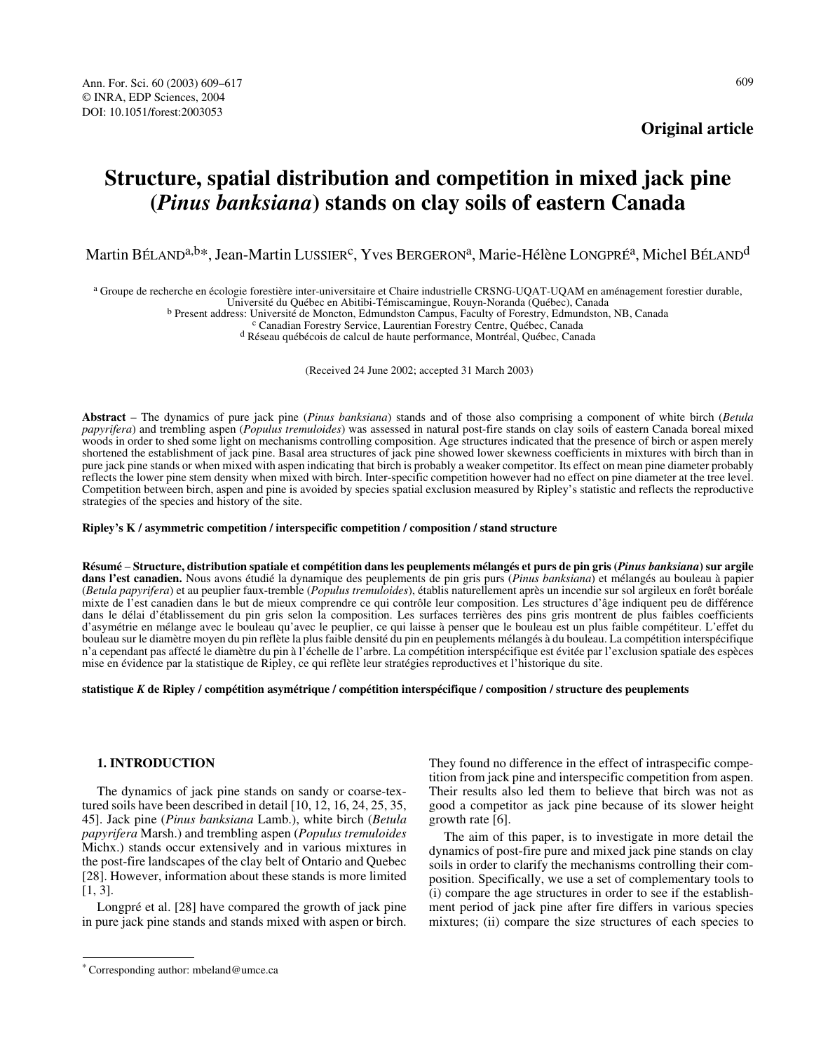**Original article**

# Structure, spatial distribution and competition in mixed jack pine (*Pinus banksiana*) stands on clay soils of eastern Canada

Martin BÉLAND[a,b*], Jean-Martin LUSSIER[c], Yves BERGERON[a], Marie-Hélène LONGPRÉ[a], Michel BÉLAND[d]

[a] Groupe de recherche en écologie forestière inter-universitaire et Chaire industrielle CRSNG-UQAT-UQAM en aménagement forestier durable, Université du Québec en Abitibi-Témiscamingue, Rouyn-Noranda (Québec), Canada
[b] Present address: Université de Moncton, Edmundston Campus, Faculty of Forestry, Edmundston, NB, Canada
[c] Canadian Forestry Service, Laurentian Forestry Centre, Québec, Canada
[d] Réseau québécois de calcul de haute performance, Montréal, Québec, Canada

(Received 24 June 2002; accepted 31 March 2003)

**Abstract** – The dynamics of pure jack pine (*Pinus banksiana*) stands and of those also comprising a component of white birch (*Betula papyrifera*) and trembling aspen (*Populus tremuloides*) was assessed in natural post-fire stands on clay soils of eastern Canada boreal mixed woods in order to shed some light on mechanisms controlling composition. Age structures indicated that the presence of birch or aspen merely shortened the establishment of jack pine. Basal area structures of jack pine showed lower skewness coefficients in mixtures with birch than in pure jack pine stands or when mixed with aspen indicating that birch is probably a weaker competitor. Its effect on mean pine diameter probably reflects the lower pine stem density when mixed with birch. Inter-specific competition however had no effect on pine diameter at the tree level. Competition between birch, aspen and pine is avoided by species spatial exclusion measured by Ripley's statistic and reflects the reproductive strategies of the species and history of the site.

**Ripley's K / asymmetric competition / interspecific competition / composition / stand structure**

**Résumé** – **Structure, distribution spatiale et compétition dans les peuplements mélangés et purs de pin gris (*Pinus banksiana*) sur argile dans l'est canadien.** Nous avons étudié la dynamique des peuplements de pin gris purs (*Pinus banksiana*) et mélangés au bouleau à papier (*Betula papyrifera*) et au peuplier faux-tremble (*Populus tremuloides*), établis naturellement après un incendie sur sol argileux en forêt boréale mixte de l'est canadien dans le but de mieux comprendre ce qui contrôle leur composition. Les structures d'âge indiquent peu de différence dans le délai d'établissement du pin gris selon la composition. Les surfaces terrières des pins gris montrent de plus faibles coefficients d'asymétrie en mélange avec le bouleau qu'avec le peuplier, ce qui laisse à penser que le bouleau est un plus faible compétiteur. L'effet du bouleau sur le diamètre moyen du pin reflète la plus faible densité du pin en peuplements mélangés à du bouleau. La compétition interspécifique n'a cependant pas affecté le diamètre du pin à l'échelle de l'arbre. La compétition interspécifique est évitée par l'exclusion spatiale des espèces mise en évidence par la statistique de Ripley, ce qui reflète leur stratégies reproductives et l'historique du site.

**statistique *K* de Ripley / compétition asymétrique / compétition interspécifique / composition / structure des peuplements**

## 1. INTRODUCTION

The dynamics of jack pine stands on sandy or coarse-textured soils have been described in detail [10, 12, 16, 24, 25, 35, 45]. Jack pine (*Pinus banksiana* Lamb.), white birch (*Betula papyrifera* Marsh.) and trembling aspen (*Populus tremuloides* Michx.) stands occur extensively and in various mixtures in the post-fire landscapes of the clay belt of Ontario and Quebec [28]. However, information about these stands is more limited [1, 3].

Longpré et al. [28] have compared the growth of jack pine in pure jack pine stands and stands mixed with aspen or birch. They found no difference in the effect of intraspecific competition from jack pine and interspecific competition from aspen. Their results also led them to believe that birch was not as good a competitor as jack pine because of its slower height growth rate [6].

The aim of this paper, is to investigate in more detail the dynamics of post-fire pure and mixed jack pine stands on clay soils in order to clarify the mechanisms controlling their composition. Specifically, we use a set of complementary tools to (i) compare the age structures in order to see if the establishment period of jack pine after fire differs in various species mixtures; (ii) compare the size structures of each species to

* Corresponding author: mbeland@umce.ca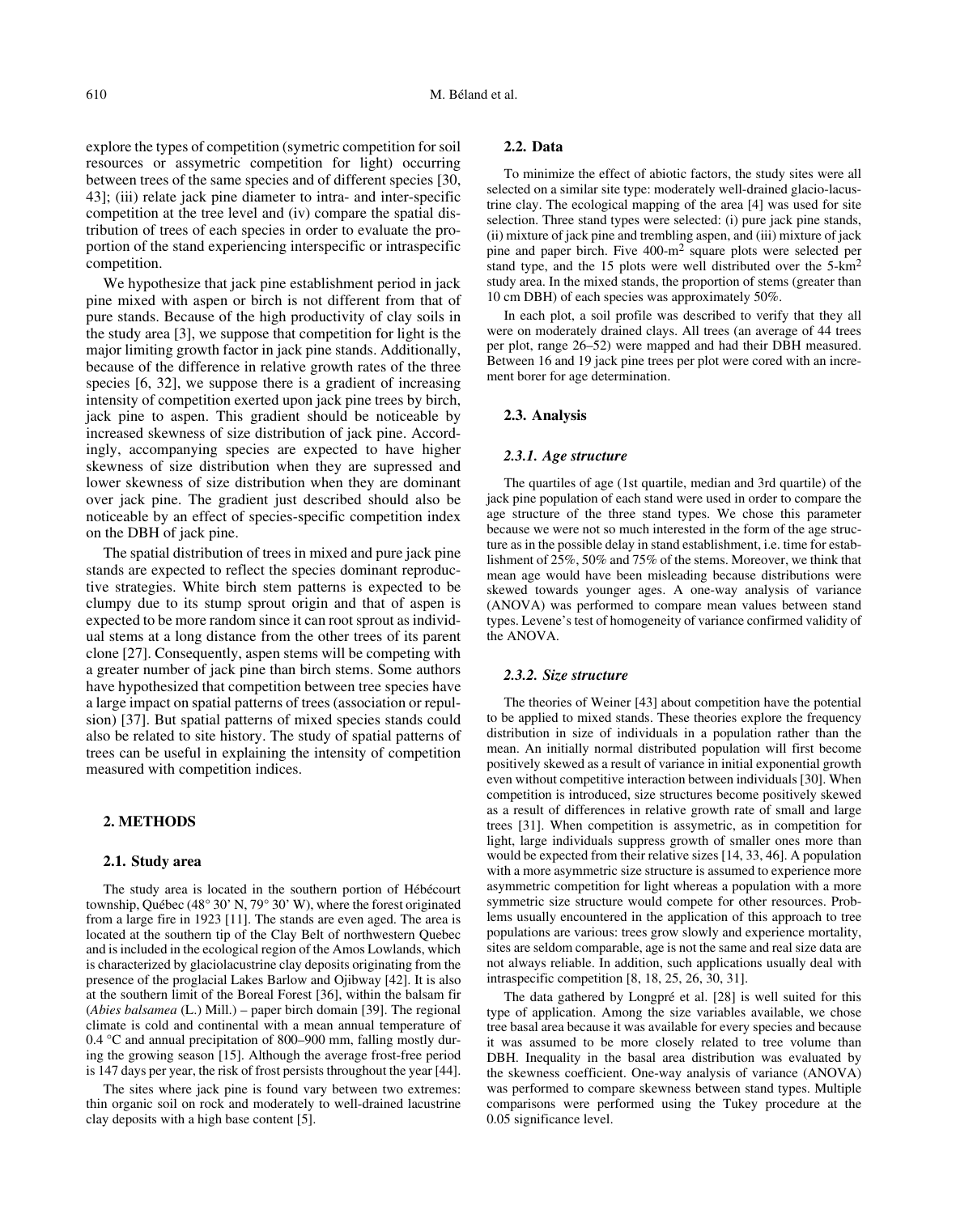explore the types of competition (symetric competition for soil resources or assymetric competition for light) occurring between trees of the same species and of different species [30, 43]; (iii) relate jack pine diameter to intra- and inter-specific competition at the tree level and (iv) compare the spatial distribution of trees of each species in order to evaluate the proportion of the stand experiencing interspecific or intraspecific competition.

We hypothesize that jack pine establishment period in jack pine mixed with aspen or birch is not different from that of pure stands. Because of the high productivity of clay soils in the study area [3], we suppose that competition for light is the major limiting growth factor in jack pine stands. Additionally, because of the difference in relative growth rates of the three species [6, 32], we suppose there is a gradient of increasing intensity of competition exerted upon jack pine trees by birch, jack pine to aspen. This gradient should be noticeable by increased skewness of size distribution of jack pine. Accordingly, accompanying species are expected to have higher skewness of size distribution when they are supressed and lower skewness of size distribution when they are dominant over jack pine. The gradient just described should also be noticeable by an effect of species-specific competition index on the DBH of jack pine.

The spatial distribution of trees in mixed and pure jack pine stands are expected to reflect the species dominant reproductive strategies. White birch stem patterns is expected to be clumpy due to its stump sprout origin and that of aspen is expected to be more random since it can root sprout as individual stems at a long distance from the other trees of its parent clone [27]. Consequently, aspen stems will be competing with a greater number of jack pine than birch stems. Some authors have hypothesized that competition between tree species have a large impact on spatial patterns of trees (association or repulsion) [37]. But spatial patterns of mixed species stands could also be related to site history. The study of spatial patterns of trees can be useful in explaining the intensity of competition measured with competition indices.

## 2. METHODS

### 2.1. Study area

The study area is located in the southern portion of Hébécourt township, Québec (48° 30' N, 79° 30' W), where the forest originated from a large fire in 1923 [11]. The stands are even aged. The area is located at the southern tip of the Clay Belt of northwestern Quebec and is included in the ecological region of the Amos Lowlands, which is characterized by glaciolacustrine clay deposits originating from the presence of the proglacial Lakes Barlow and Ojibway [42]. It is also at the southern limit of the Boreal Forest [36], within the balsam fir (*Abies balsamea* (L.) Mill.) – paper birch domain [39]. The regional climate is cold and continental with a mean annual temperature of 0.4 °C and annual precipitation of 800–900 mm, falling mostly during the growing season [15]. Although the average frost-free period is 147 days per year, the risk of frost persists throughout the year [44].

The sites where jack pine is found vary between two extremes: thin organic soil on rock and moderately to well-drained lacustrine clay deposits with a high base content [5].

### 2.2. Data

To minimize the effect of abiotic factors, the study sites were all selected on a similar site type: moderately well-drained glacio-lacustrine clay. The ecological mapping of the area [4] was used for site selection. Three stand types were selected: (i) pure jack pine stands, (ii) mixture of jack pine and trembling aspen, and (iii) mixture of jack pine and paper birch. Five 400-m$^2$ square plots were selected per stand type, and the 15 plots were well distributed over the 5-km$^2$ study area. In the mixed stands, the proportion of stems (greater than 10 cm DBH) of each species was approximately 50%.

In each plot, a soil profile was described to verify that they all were on moderately drained clays. All trees (an average of 44 trees per plot, range 26–52) were mapped and had their DBH measured. Between 16 and 19 jack pine trees per plot were cored with an increment borer for age determination.

### 2.3. Analysis

#### *2.3.1. Age structure*

The quartiles of age (1st quartile, median and 3rd quartile) of the jack pine population of each stand were used in order to compare the age structure of the three stand types. We chose this parameter because we were not so much interested in the form of the age structure as in the possible delay in stand establishment, i.e. time for establishment of 25%, 50% and 75% of the stems. Moreover, we think that mean age would have been misleading because distributions were skewed towards younger ages. A one-way analysis of variance (ANOVA) was performed to compare mean values between stand types. Levene's test of homogeneity of variance confirmed validity of the ANOVA.

#### *2.3.2. Size structure*

The theories of Weiner [43] about competition have the potential to be applied to mixed stands. These theories explore the frequency distribution in size of individuals in a population rather than the mean. An initially normal distributed population will first become positively skewed as a result of variance in initial exponential growth even without competitive interaction between individuals [30]. When competition is introduced, size structures become positively skewed as a result of differences in relative growth rate of small and large trees [31]. When competition is assymetric, as in competition for light, large individuals suppress growth of smaller ones more than would be expected from their relative sizes [14, 33, 46]. A population with a more asymmetric size structure is assumed to experience more asymmetric competition for light whereas a population with a more symmetric size structure would compete for other resources. Problems usually encountered in the application of this approach to tree populations are various: trees grow slowly and experience mortality, sites are seldom comparable, age is not the same and real size data are not always reliable. In addition, such applications usually deal with intraspecific competition [8, 18, 25, 26, 30, 31].

The data gathered by Longpré et al. [28] is well suited for this type of application. Among the size variables available, we chose tree basal area because it was available for every species and because it was assumed to be more closely related to tree volume than DBH. Inequality in the basal area distribution was evaluated by the skewness coefficient. One-way analysis of variance (ANOVA) was performed to compare skewness between stand types. Multiple comparisons were performed using the Tukey procedure at the 0.05 significance level.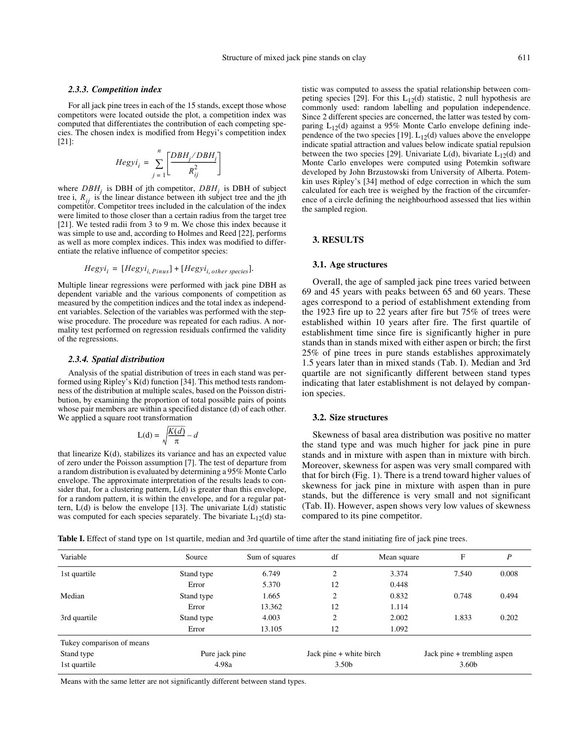### 2.3.3. Competition index

For all jack pine trees in each of the 15 stands, except those whose competitors were located outside the plot, a competition index was computed that differentiates the contribution of each competing species. The chosen index is modified from Hegyi's competition index [21]:

$$Hegyi_i = \sum_{j=1}^{n} \left[ \frac{DBH_j / DBH_i}{R_{ij}^2} \right]$$

where $DBH_j$ is DBH of jth competitor, $DBH_i$ is DBH of subject tree i, $R_{ij}$ is the linear distance between ith subject tree and the jth competitor. Competitor trees included in the calculation of the index were limited to those closer than a certain radius from the target tree [21]. We tested radii from 3 to 9 m. We chose this index because it was simple to use and, according to Holmes and Reed [22], performs as well as more complex indices. This index was modified to differentiate the relative influence of competitor species:

$$Hegyi_i = [Hegyi_{i, Pinus}] + [Hegyi_{i, other\ species}].$$

Multiple linear regressions were performed with jack pine DBH as dependent variable and the various components of competition as measured by the competition indices and the total index as independent variables. Selection of the variables was performed with the stepwise procedure. The procedure was repeated for each radius. A normality test performed on regression residuals confirmed the validity of the regressions.

### 2.3.4. Spatial distribution

Analysis of the spatial distribution of trees in each stand was performed using Ripley's K(d) function [34]. This method tests randomness of the distribution at multiple scales, based on the Poisson distribution, by examining the proportion of total possible pairs of points whose pair members are within a specified distance (d) of each other. We applied a square root transformation

$$L(d) = \sqrt{\frac{K(d)}{\pi}} - d$$

that linearize K(d), stabilizes its variance and has an expected value of zero under the Poisson assumption [7]. The test of departure from a random distribution is evaluated by determining a 95% Monte Carlo envelope. The approximate interpretation of the results leads to consider that, for a clustering pattern, L(d) is greater than this envelope, for a random pattern, it is within the envelope, and for a regular pattern, L(d) is below the envelope [13]. The univariate L(d) statistic was computed for each species separately. The bivariate $L_{12}(d)$ statistic was computed to assess the spatial relationship between competing species [29]. For this $L_{12}(d)$ statistic, 2 null hypothesis are commonly used: random labelling and population independence. Since 2 different species are concerned, the latter was tested by comparing $L_{12}(d)$ against a 95% Monte Carlo envelope defining independence of the two species [19]. $L_{12}(d)$ values above the enveloppe indicate spatial attraction and values below indicate spatial repulsion between the two species [29]. Univariate L(d), bivariate $L_{12}(d)$ and Monte Carlo envelopes were computed using Potemkin software developed by John Brzustowski from University of Alberta. Potemkin uses Ripley's [34] method of edge correction in which the sum calculated for each tree is weighed by the fraction of the circumference of a circle defining the neighbourhood assessed that lies within the sampled region.

## 3. RESULTS

### 3.1. Age structures

Overall, the age of sampled jack pine trees varied between 69 and 45 years with peaks between 65 and 60 years. These ages correspond to a period of establishment extending from the 1923 fire up to 22 years after fire but 75% of trees were established within 10 years after fire. The first quartile of establishment time since fire is significantly higher in pure stands than in stands mixed with either aspen or birch; the first 25% of pine trees in pure stands establishes approximately 1.5 years later than in mixed stands (Tab. I). Median and 3rd quartile are not significantly different between stand types indicating that later establishment is not delayed by companion species.

### 3.2. Size structures

Skewness of basal area distribution was positive no matter the stand type and was much higher for jack pine in pure stands and in mixture with aspen than in mixture with birch. Moreover, skewness for aspen was very small compared with that for birch (Fig. 1). There is a trend toward higher values of skewness for jack pine in mixture with aspen than in pure stands, but the difference is very small and not significant (Tab. II). However, aspen shows very low values of skewness compared to its pine competitor.

**Table I.** Effect of stand type on 1st quartile, median and 3rd quartile of time after the stand initiating fire of jack pine trees.

| Variable | Source | Sum of squares | df | Mean square | F | *P* |
|---|---|---|---|---|---|---|
| 1st quartile | Stand type | 6.749 | 2 | 3.374 | 7.540 | 0.008 |
| | Error | 5.370 | 12 | 0.448 | | |
| Median | Stand type | 1.665 | 2 | 0.832 | 0.748 | 0.494 |
| | Error | 13.362 | 12 | 1.114 | | |
| 3rd quartile | Stand type | 4.003 | 2 | 2.002 | 1.833 | 0.202 |
| | Error | 13.105 | 12 | 1.092 | | |

| Tukey comparison of means | | | |
|---|---|---|---|
| Stand type | Pure jack pine | Jack pine + white birch | Jack pine + trembling aspen |
| 1st quartile | 4.98a | 3.50b | 3.60b |

Means with the same letter are not significantly different between stand types.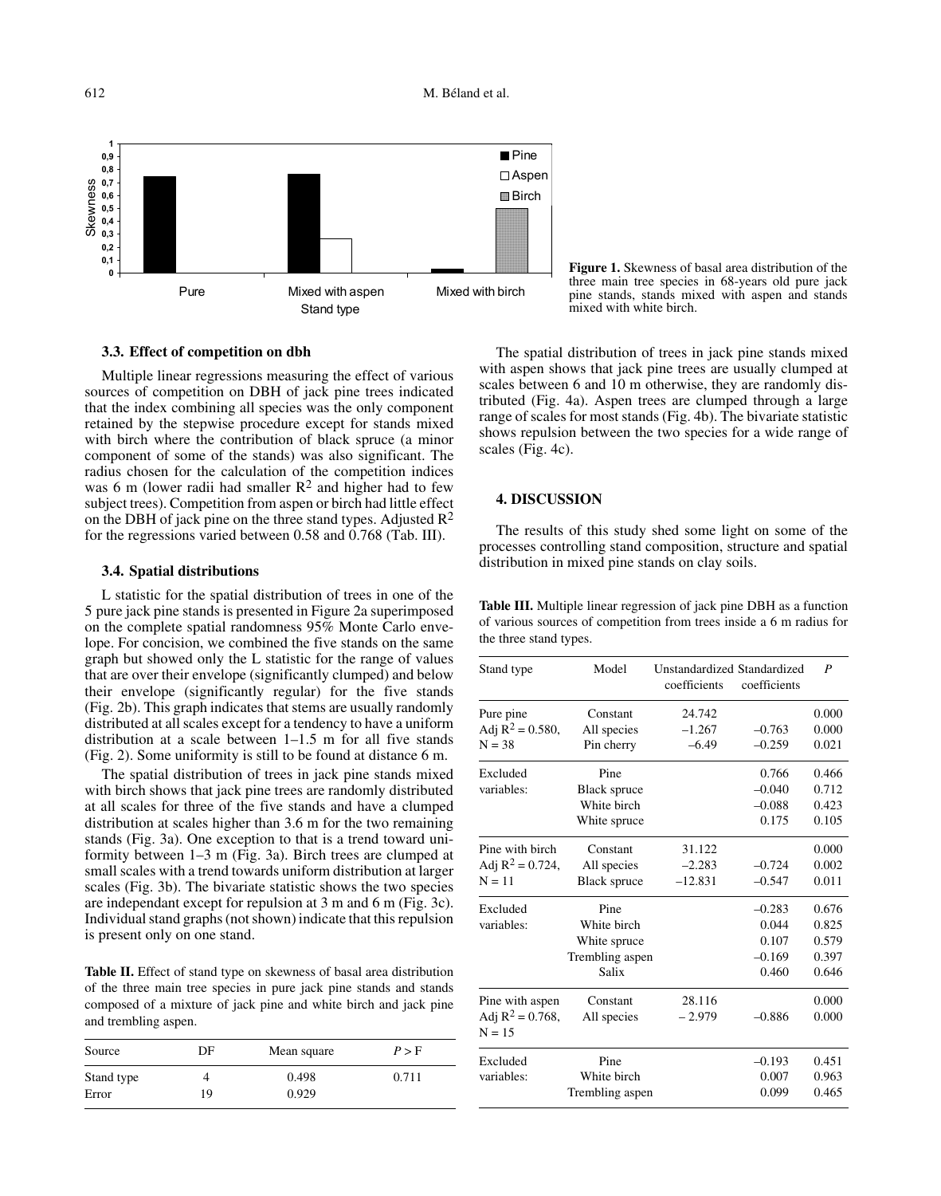**Figure 1.** Skewness of basal area distribution of the three main tree species in 68-years old pure jack pine stands, stands mixed with aspen and stands mixed with white birch.

### 3.3. Effect of competition on dbh

Multiple linear regressions measuring the effect of various sources of competition on DBH of jack pine trees indicated that the index combining all species was the only component retained by the stepwise procedure except for stands mixed with birch where the contribution of black spruce (a minor component of some of the stands) was also significant. The radius chosen for the calculation of the competition indices was 6 m (lower radii had smaller $R^2$ and higher had to few subject trees). Competition from aspen or birch had little effect on the DBH of jack pine on the three stand types. Adjusted $R^2$ for the regressions varied between 0.58 and 0.768 (Tab. III).

### 3.4. Spatial distributions

L statistic for the spatial distribution of trees in one of the 5 pure jack pine stands is presented in Figure 2a superimposed on the complete spatial randomness 95% Monte Carlo envelope. For concision, we combined the five stands on the same graph but showed only the L statistic for the range of values that are over their envelope (significantly clumped) and below their envelope (significantly regular) for the five stands (Fig. 2b). This graph indicates that stems are usually randomly distributed at all scales except for a tendency to have a uniform distribution at a scale between 1–1.5 m for all five stands (Fig. 2). Some uniformity is still to be found at distance 6 m.

The spatial distribution of trees in jack pine stands mixed with birch shows that jack pine trees are randomly distributed at all scales for three of the five stands and have a clumped distribution at scales higher than 3.6 m for the two remaining stands (Fig. 3a). One exception to that is a trend toward uniformity between 1–3 m (Fig. 3a). Birch trees are clumped at small scales with a trend towards uniform distribution at larger scales (Fig. 3b). The bivariate statistic shows the two species are independant except for repulsion at 3 m and 6 m (Fig. 3c). Individual stand graphs (not shown) indicate that this repulsion is present only on one stand.

**Table II.** Effect of stand type on skewness of basal area distribution of the three main tree species in pure jack pine stands and stands composed of a mixture of jack pine and white birch and jack pine and trembling aspen.

| Source | DF | Mean square | $P > F$ |
|---|---|---|---|
| Stand type | 4 | 0.498 | 0.711 |
| Error | 19 | 0.929 | |

The spatial distribution of trees in jack pine stands mixed with aspen shows that jack pine trees are usually clumped at scales between 6 and 10 m otherwise, they are randomly distributed (Fig. 4a). Aspen trees are clumped through a large range of scales for most stands (Fig. 4b). The bivariate statistic shows repulsion between the two species for a wide range of scales (Fig. 4c).

## 4. DISCUSSION

The results of this study shed some light on some of the processes controlling stand composition, structure and spatial distribution in mixed pine stands on clay soils.

**Table III.** Multiple linear regression of jack pine DBH as a function of various sources of competition from trees inside a 6 m radius for the three stand types.

| Stand type | Model | Unstandardized coefficients | Standardized coefficients | $P$ |
|---|---|---|---|---|
| Pure pine | Constant | 24.742 | | 0.000 |
| Adj $R^2$ = 0.580, | All species | –1.267 | –0.763 | 0.000 |
| N = 38 | Pin cherry | –6.49 | –0.259 | 0.021 |
| Excluded | Pine | | 0.766 | 0.466 |
| variables: | Black spruce | | –0.040 | 0.712 |
| | White birch | | –0.088 | 0.423 |
| | White spruce | | 0.175 | 0.105 |
| Pine with birch | Constant | 31.122 | | 0.000 |
| Adj $R^2$ = 0.724, | All species | –2.283 | –0.724 | 0.002 |
| N = 11 | Black spruce | –12.831 | –0.547 | 0.011 |
| Excluded | Pine | | –0.283 | 0.676 |
| variables: | White birch | | 0.044 | 0.825 |
| | White spruce | | 0.107 | 0.579 |
| | Trembling aspen | | –0.169 | 0.397 |
| | Salix | | 0.460 | 0.646 |
| Pine with aspen | Constant | 28.116 | | 0.000 |
| Adj $R^2$ = 0.768, | All species | – 2.979 | –0.886 | 0.000 |
| N = 15 | | | | |
| Excluded | Pine | | –0.193 | 0.451 |
| variables: | White birch | | 0.007 | 0.963 |
| | Trembling aspen | | 0.099 | 0.465 |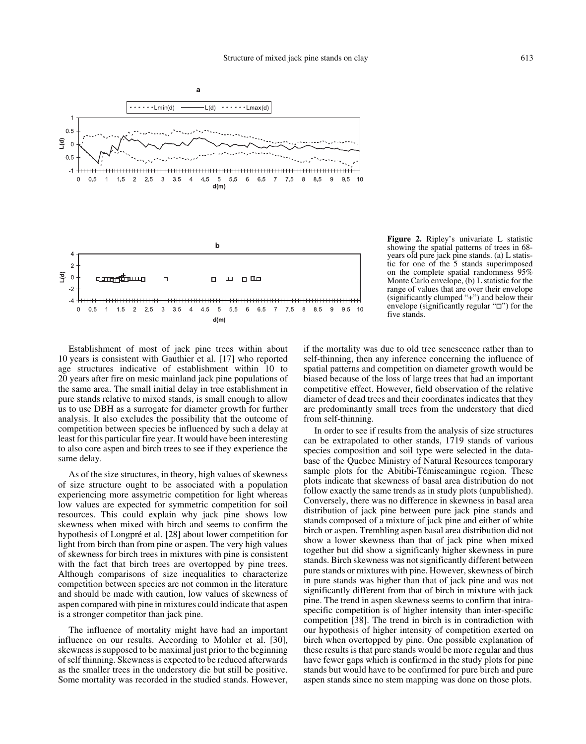**Figure 2.** Ripley's univariate L statistic showing the spatial patterns of trees in 68-years old pure jack pine stands. (a) L statistic for one of the 5 stands superimposed on the complete spatial randomness 95% Monte Carlo envelope, (b) L statistic for the range of values that are over their envelope (significantly clumped "+") and below their envelope (significantly regular "□") for the five stands.

Establishment of most of jack pine trees within about 10 years is consistent with Gauthier et al. [17] who reported age structures indicative of establishment within 10 to 20 years after fire on mesic mainland jack pine populations of the same area. The small initial delay in tree establishment in pure stands relative to mixed stands, is small enough to allow us to use DBH as a surrogate for diameter growth for further analysis. It also excludes the possibility that the outcome of competition between species be influenced by such a delay at least for this particular fire year. It would have been interesting to also core aspen and birch trees to see if they experience the same delay.

As of the size structures, in theory, high values of skewness of size structure ought to be associated with a population experiencing more assymetric competition for light whereas low values are expected for symmetric competition for soil resources. This could explain why jack pine shows low skewness when mixed with birch and seems to confirm the hypothesis of Longpré et al. [28] about lower competition for light from birch than from pine or aspen. The very high values of skewness for birch trees in mixtures with pine is consistent with the fact that birch trees are overtopped by pine trees. Although comparisons of size inequalities to characterize competition between species are not common in the literature and should be made with caution, low values of skewness of aspen compared with pine in mixtures could indicate that aspen is a stronger competitor than jack pine.

The influence of mortality might have had an important influence on our results. According to Mohler et al. [30], skewness is supposed to be maximal just prior to the beginning of self thinning. Skewness is expected to be reduced afterwards as the smaller trees in the understory die but still be positive. Some mortality was recorded in the studied stands. However, if the mortality was due to old tree senescence rather than to self-thinning, then any inference concerning the influence of spatial patterns and competition on diameter growth would be biased because of the loss of large trees that had an important competitive effect. However, field observation of the relative diameter of dead trees and their coordinates indicates that they are predominantly small trees from the understory that died from self-thinning.

In order to see if results from the analysis of size structures can be extrapolated to other stands, 1719 stands of various species composition and soil type were selected in the database of the Quebec Ministry of Natural Resources temporary sample plots for the Abitibi-Témiscamingue region. These plots indicate that skewness of basal area distribution do not follow exactly the same trends as in study plots (unpublished). Conversely, there was no difference in skewness in basal area distribution of jack pine between pure jack pine stands and stands composed of a mixture of jack pine and either of white birch or aspen. Trembling aspen basal area distribution did not show a lower skewness than that of jack pine when mixed together but did show a significanly higher skewness in pure stands. Birch skewness was not significantly different between pure stands or mixtures with pine. However, skewness of birch in pure stands was higher than that of jack pine and was not significantly different from that of birch in mixture with jack pine. The trend in aspen skewness seems to confirm that intra-specific competition is of higher intensity than inter-specific competition [38]. The trend in birch is in contradiction with our hypothesis of higher intensity of competition exerted on birch when overtopped by pine. One possible explanation of these results is that pure stands would be more regular and thus have fewer gaps which is confirmed in the study plots for pine stands but would have to be confirmed for pure birch and pure aspen stands since no stem mapping was done on those plots.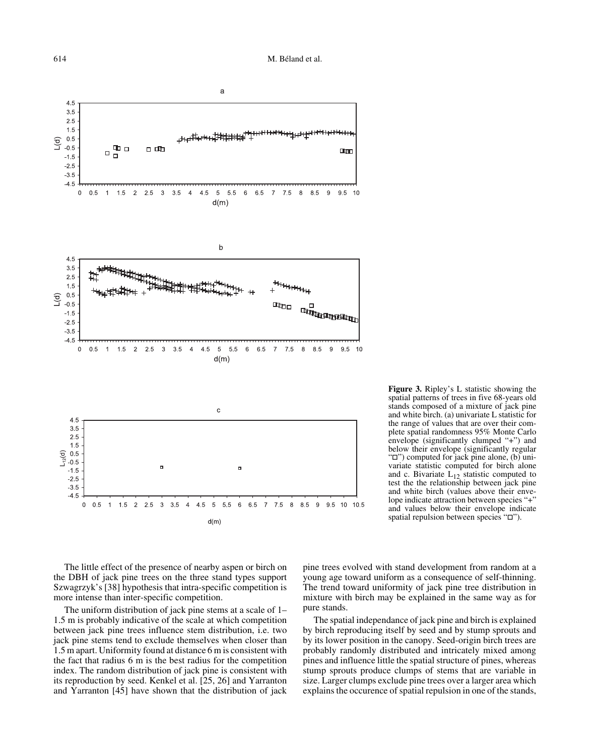**Figure 3.** Ripley's L statistic showing the spatial patterns of trees in five 68-years old stands composed of a mixture of jack pine and white birch. (a) univariate L statistic for the range of values that are over their complete spatial randomness 95% Monte Carlo envelope (significantly clumped "+") and below their envelope (significantly regular "□") computed for jack pine alone, (b) univariate statistic computed for birch alone and c. Bivariate $L_{12}$ statistic computed to test the the relationship between jack pine and white birch (values above their envelope indicate attraction between species "+" and values below their envelope indicate spatial repulsion between species "□").

The little effect of the presence of nearby aspen or birch on the DBH of jack pine trees on the three stand types support Szwagrzyk's [38] hypothesis that intra-specific competition is more intense than inter-specific competition.

The uniform distribution of jack pine stems at a scale of 1–1.5 m is probably indicative of the scale at which competition between jack pine trees influence stem distribution, i.e. two jack pine stems tend to exclude themselves when closer than 1.5 m apart. Uniformity found at distance 6 m is consistent with the fact that radius 6 m is the best radius for the competition index. The random distribution of jack pine is consistent with its reproduction by seed. Kenkel et al. [25, 26] and Yarranton and Yarranton [45] have shown that the distribution of jack pine trees evolved with stand development from random at a young age toward uniform as a consequence of self-thinning. The trend toward uniformity of jack pine tree distribution in mixture with birch may be explained in the same way as for pure stands.

The spatial independance of jack pine and birch is explained by birch reproducing itself by seed and by stump sprouts and by its lower position in the canopy. Seed-origin birch trees are probably randomly distributed and intricately mixed among pines and influence little the spatial structure of pines, whereas stump sprouts produce clumps of stems that are variable in size. Larger clumps exclude pine trees over a larger area which explains the occurence of spatial repulsion in one of the stands,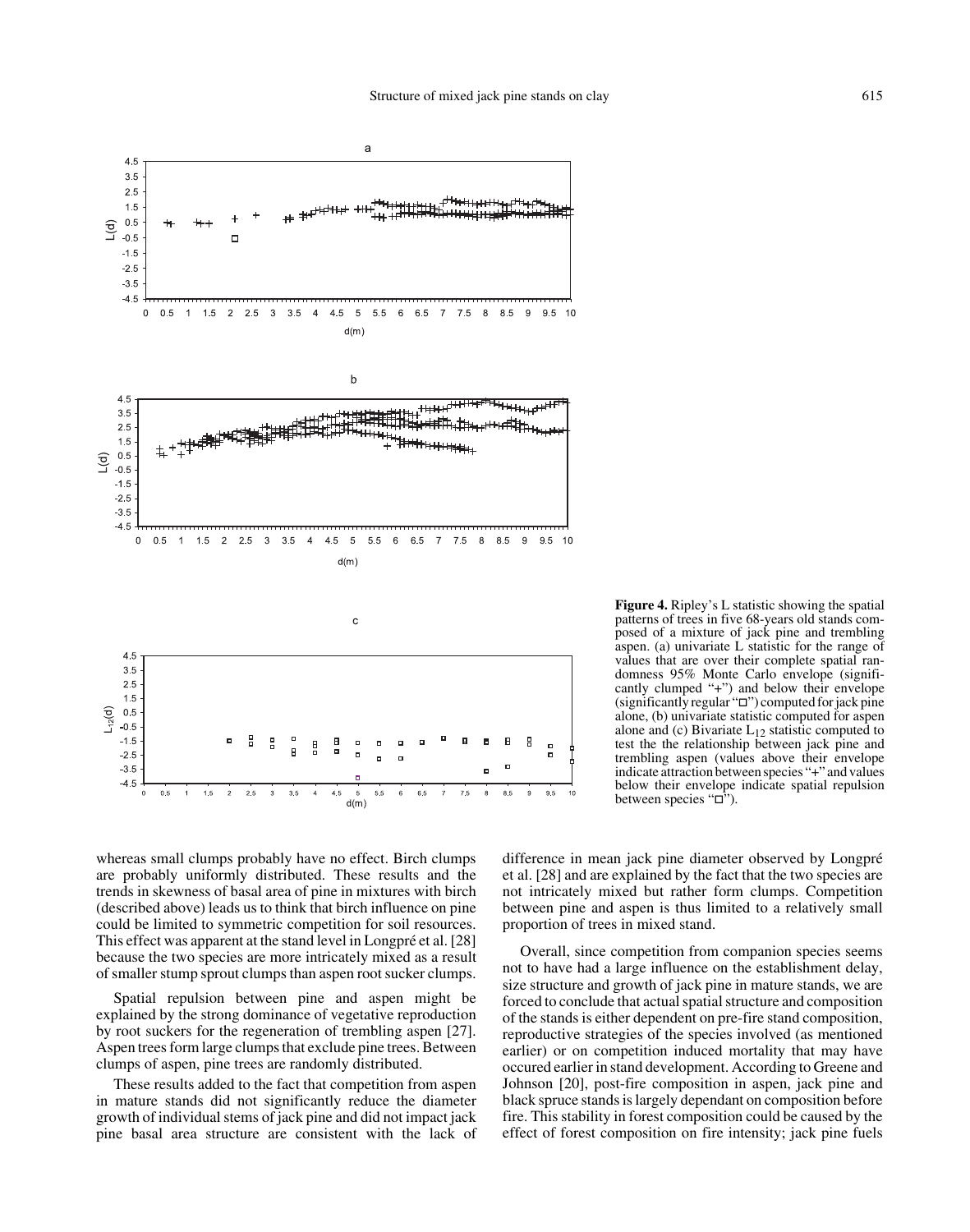**Figure 4.** Ripley's L statistic showing the spatial patterns of trees in five 68-years old stands composed of a mixture of jack pine and trembling aspen. (a) univariate L statistic for the range of values that are over their complete spatial randomness 95% Monte Carlo envelope (significantly clumped "+") and below their envelope (significantly regular "□") computed for jack pine alone, (b) univariate statistic computed for aspen alone and (c) Bivariate $L_{12}$ statistic computed to test the the relationship between jack pine and trembling aspen (values above their envelope indicate attraction between species "+" and values below their envelope indicate spatial repulsion between species "□").

whereas small clumps probably have no effect. Birch clumps are probably uniformly distributed. These results and the trends in skewness of basal area of pine in mixtures with birch (described above) leads us to think that birch influence on pine could be limited to symmetric competition for soil resources. This effect was apparent at the stand level in Longpré et al. [28] because the two species are more intricately mixed as a result of smaller stump sprout clumps than aspen root sucker clumps.

Spatial repulsion between pine and aspen might be explained by the strong dominance of vegetative reproduction by root suckers for the regeneration of trembling aspen [27]. Aspen trees form large clumps that exclude pine trees. Between clumps of aspen, pine trees are randomly distributed.

These results added to the fact that competition from aspen in mature stands did not significantly reduce the diameter growth of individual stems of jack pine and did not impact jack pine basal area structure are consistent with the lack of difference in mean jack pine diameter observed by Longpré et al. [28] and are explained by the fact that the two species are not intricately mixed but rather form clumps. Competition between pine and aspen is thus limited to a relatively small proportion of trees in mixed stand.

Overall, since competition from companion species seems not to have had a large influence on the establishment delay, size structure and growth of jack pine in mature stands, we are forced to conclude that actual spatial structure and composition of the stands is either dependent on pre-fire stand composition, reproductive strategies of the species involved (as mentioned earlier) or on competition induced mortality that may have occured earlier in stand development. According to Greene and Johnson [20], post-fire composition in aspen, jack pine and black spruce stands is largely dependant on composition before fire. This stability in forest composition could be caused by the effect of forest composition on fire intensity; jack pine fuels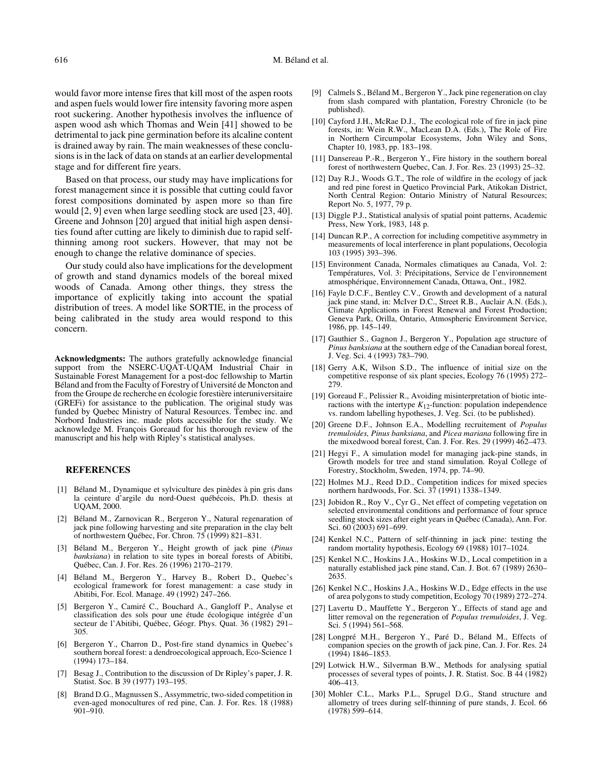would favor more intense fires that kill most of the aspen roots and aspen fuels would lower fire intensity favoring more aspen root suckering. Another hypothesis involves the influence of aspen wood ash which Thomas and Wein [41] showed to be detrimental to jack pine germination before its alcaline content is drained away by rain. The main weaknesses of these conclusions is in the lack of data on stands at an earlier developmental stage and for different fire years.

Based on that process, our study may have implications for forest management since it is possible that cutting could favor forest compositions dominated by aspen more so than fire would [2, 9] even when large seedling stock are used [23, 40]. Greene and Johnson [20] argued that initial high aspen densities found after cutting are likely to diminish due to rapid self-thinning among root suckers. However, that may not be enough to change the relative dominance of species.

Our study could also have implications for the development of growth and stand dynamics models of the boreal mixed woods of Canada. Among other things, they stress the importance of explicitly taking into account the spatial distribution of trees. A model like SORTIE, in the process of being calibrated in the study area would respond to this concern.

**Acknowledgments:** The authors gratefully acknowledge financial support from the NSERC-UQAT-UQAM Industrial Chair in Sustainable Forest Management for a post-doc fellowship to Martin Béland and from the Faculty of Forestry of Université de Moncton and from the Groupe de recherche en écologie forestière interuniversitaire (GREFi) for assistance to the publication. The original study was funded by Quebec Ministry of Natural Resources. Tembec inc. and Norbord Industries inc. made plots accessible for the study. We acknowledge M. François Goreaud for his thorough review of the manuscript and his help with Ripley's statistical analyses.

## REFERENCES

[1] Béland M., Dynamique et sylviculture des pinèdes à pin gris dans la ceinture d'argile du nord-Ouest québécois, Ph.D. thesis at UQAM, 2000.

[2] Béland M., Zarnovican R., Bergeron Y., Natural regenaration of jack pine following harvesting and site preparation in the clay belt of northwestern Québec, For. Chron. 75 (1999) 821–831.

[3] Béland M., Bergeron Y., Height growth of jack pine (*Pinus banksiana*) in relation to site types in boreal forests of Abitibi, Québec, Can. J. For. Res. 26 (1996) 2170–2179.

[4] Béland M., Bergeron Y., Harvey B., Robert D., Quebec's ecological framework for forest management: a case study in Abitibi, For. Ecol. Manage. 49 (1992) 247–266.

[5] Bergeron Y., Camiré C., Bouchard A., Gangloff P., Analyse et classification des sols pour une étude écologique intégrée d'un secteur de l'Abitibi, Québec, Géogr. Phys. Quat. 36 (1982) 291–305.

[6] Bergeron Y., Charron D., Post-fire stand dynamics in Quebec's southern boreal forest: a dendroecological approach, Eco-Science 1 (1994) 173–184.

[7] Besag J., Contribution to the discussion of Dr Ripley's paper, J. R. Statist. Soc. B 39 (1977) 193–195.

[8] Brand D.G., Magnussen S., Assymmetric, two-sided competition in even-aged monocultures of red pine, Can. J. For. Res. 18 (1988) 901–910.

[9] Calmels S., Béland M., Bergeron Y., Jack pine regeneration on clay from slash compared with plantation, Forestry Chronicle (to be published).

[10] Cayford J.H., McRae D.J., The ecological role of fire in jack pine forests, in: Wein R.W., MacLean D.A. (Eds.), The Role of Fire in Northern Circumpolar Ecosystems, John Wiley and Sons, Chapter 10, 1983, pp. 183–198.

[11] Dansereau P.-R., Bergeron Y., Fire history in the southern boreal forest of northwestern Quebec, Can. J. For. Res. 23 (1993) 25–32.

[12] Day R.J., Woods G.T., The role of wildfire in the ecology of jack and red pine forest in Quetico Provincial Park, Atikokan District, North Central Region: Ontario Ministry of Natural Resources; Report No. 5, 1977, 79 p.

[13] Diggle P.J., Statistical analysis of spatial point patterns, Academic Press, New York, 1983, 148 p.

[14] Duncan R.P., A correction for including competitive asymmetry in measurements of local interference in plant populations, Oecologia 103 (1995) 393–396.

[15] Environment Canada, Normales climatiques au Canada, Vol. 2: Températures, Vol. 3: Précipitations, Service de l'environnement atmosphérique, Environnement Canada, Ottawa, Ont., 1982.

[16] Fayle D.C.F., Bentley C.V., Growth and development of a natural jack pine stand, in: McIver D.C., Street R.B., Auclair A.N. (Eds.), Climate Applications in Forest Renewal and Forest Production; Geneva Park, Orilla, Ontario, Atmospheric Environment Service, 1986, pp. 145–149.

[17] Gauthier S., Gagnon J., Bergeron Y., Population age structure of *Pinus banksiana* at the southern edge of the Canadian boreal forest, J. Veg. Sci. 4 (1993) 783–790.

[18] Gerry A.K, Wilson S.D., The influence of initial size on the competitive response of six plant species, Ecology 76 (1995) 272–279.

[19] Goreaud F., Pelissier R., Avoiding misinterpretation of biotic interactions with the intertype $K_{12}$-function: population independence vs. random labelling hypotheses, J. Veg. Sci. (to be published).

[20] Greene D.F., Johnson E.A., Modelling recruitement of *Populus tremuloides, Pinus banksiana*, and *Picea mariana* following fire in the mixedwood boreal forest, Can. J. For. Res. 29 (1999) 462–473.

[21] Hegyi F., A simulation model for managing jack-pine stands, in Growth models for tree and stand simulation. Royal College of Forestry, Stockholm, Sweden, 1974, pp. 74–90.

[22] Holmes M.J., Reed D.D., Competition indices for mixed species northern hardwoods, For. Sci. 37 (1991) 1338–1349.

[23] Jobidon R., Roy V., Cyr G., Net effect of competing vegetation on selected environmental conditions and performance of four spruce seedling stock sizes after eight years in Québec (Canada), Ann. For. Sci. 60 (2003) 691–699.

[24] Kenkel N.C., Pattern of self-thinning in jack pine: testing the random mortality hypothesis, Ecology 69 (1988) 1017–1024.

[25] Kenkel N.C., Hoskins J.A., Hoskins W.D., Local competition in a naturally established jack pine stand, Can. J. Bot. 67 (1989) 2630–2635.

[26] Kenkel N.C., Hoskins J.A., Hoskins W.D., Edge effects in the use of area polygons to study competition, Ecology 70 (1989) 272–274.

[27] Lavertu D., Mauffette Y., Bergeron Y., Effects of stand age and litter removal on the regeneration of *Populus tremuloides*, J. Veg. Sci. 5 (1994) 561–568.

[28] Longpré M.H., Bergeron Y., Paré D., Béland M., Effects of companion species on the growth of jack pine, Can. J. For. Res. 24 (1994) 1846–1853.

[29] Lotwick H.W., Silverman B.W., Methods for analysing spatial processes of several types of points, J. R. Statist. Soc. B 44 (1982) 406–413.

[30] Mohler C.L., Marks P.L., Sprugel D.G., Stand structure and allometry of trees during self-thinning of pure stands, J. Ecol. 66 (1978) 599–614.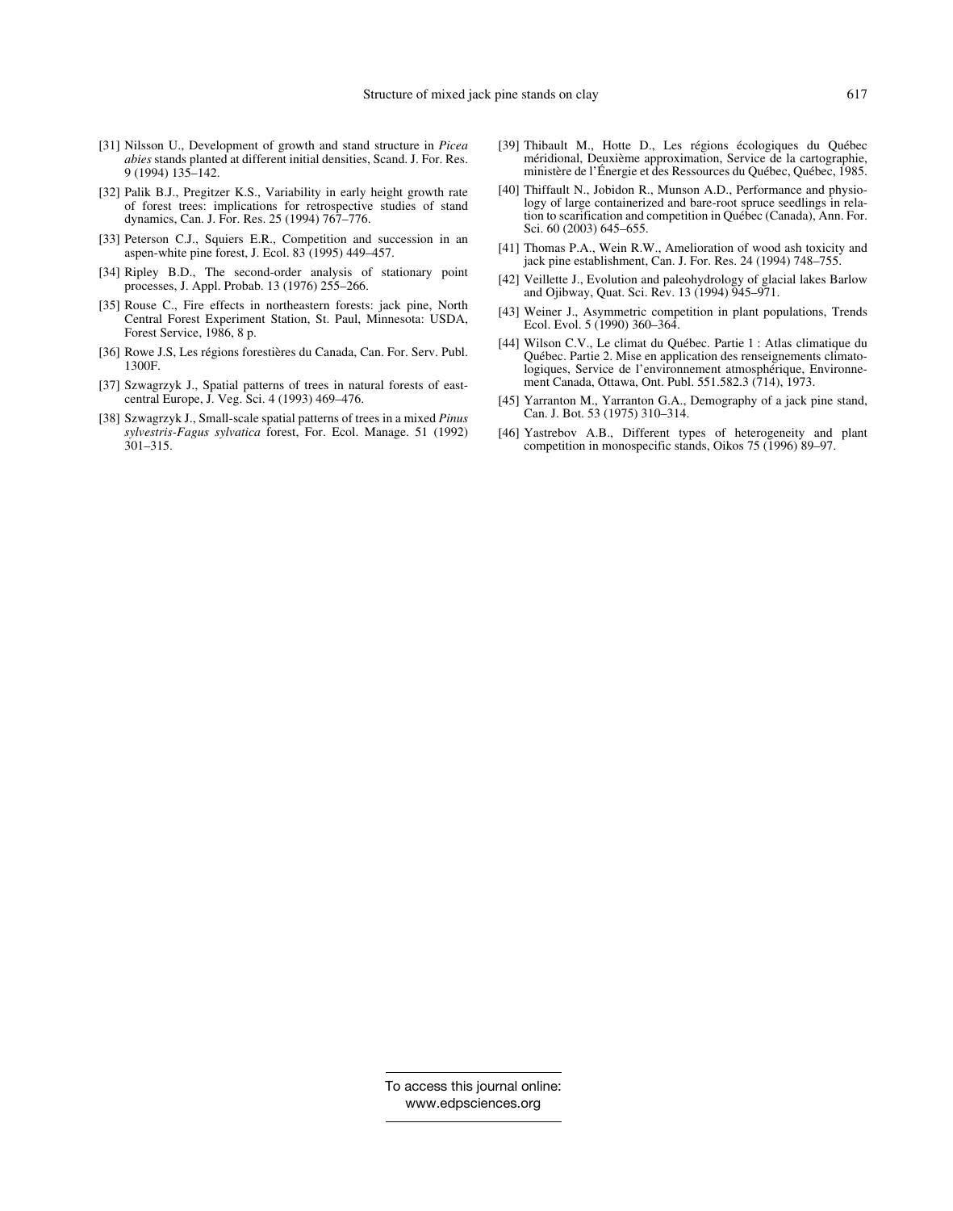[31] Nilsson U., Development of growth and stand structure in *Picea abies* stands planted at different initial densities, Scand. J. For. Res. 9 (1994) 135–142.

[32] Palik B.J., Pregitzer K.S., Variability in early height growth rate of forest trees: implications for retrospective studies of stand dynamics, Can. J. For. Res. 25 (1994) 767–776.

[33] Peterson C.J., Squiers E.R., Competition and succession in an aspen-white pine forest, J. Ecol. 83 (1995) 449–457.

[34] Ripley B.D., The second-order analysis of stationary point processes, J. Appl. Probab. 13 (1976) 255–266.

[35] Rouse C., Fire effects in northeastern forests: jack pine, North Central Forest Experiment Station, St. Paul, Minnesota: USDA, Forest Service, 1986, 8 p.

[36] Rowe J.S, Les régions forestières du Canada, Can. For. Serv. Publ. 1300F.

[37] Szwagrzyk J., Spatial patterns of trees in natural forests of east-central Europe, J. Veg. Sci. 4 (1993) 469–476.

[38] Szwagrzyk J., Small-scale spatial patterns of trees in a mixed *Pinus sylvestris-Fagus sylvatica* forest, For. Ecol. Manage. 51 (1992) 301–315.

[39] Thibault M., Hotte D., Les régions écologiques du Québec méridional, Deuxième approximation, Service de la cartographie, ministère de l'Énergie et des Ressources du Québec, Québec, 1985.

[40] Thiffault N., Jobidon R., Munson A.D., Performance and physiology of large containerized and bare-root spruce seedlings in relation to scarification and competition in Québec (Canada), Ann. For. Sci. 60 (2003) 645–655.

[41] Thomas P.A., Wein R.W., Amelioration of wood ash toxicity and jack pine establishment, Can. J. For. Res. 24 (1994) 748–755.

[42] Veillette J., Evolution and paleohydrology of glacial lakes Barlow and Ojibway, Quat. Sci. Rev. 13 (1994) 945–971.

[43] Weiner J., Asymmetric competition in plant populations, Trends Ecol. Evol. 5 (1990) 360–364.

[44] Wilson C.V., Le climat du Québec. Partie 1 : Atlas climatique du Québec. Partie 2. Mise en application des renseignements climatologiques, Service de l'environnement atmosphérique, Environnement Canada, Ottawa, Ont. Publ. 551.582.3 (714), 1973.

[45] Yarranton M., Yarranton G.A., Demography of a jack pine stand, Can. J. Bot. 53 (1975) 310–314.

[46] Yastrebov A.B., Different types of heterogeneity and plant competition in monospecific stands, Oikos 75 (1996) 89–97.

To access this journal online:
www.edpsciences.org